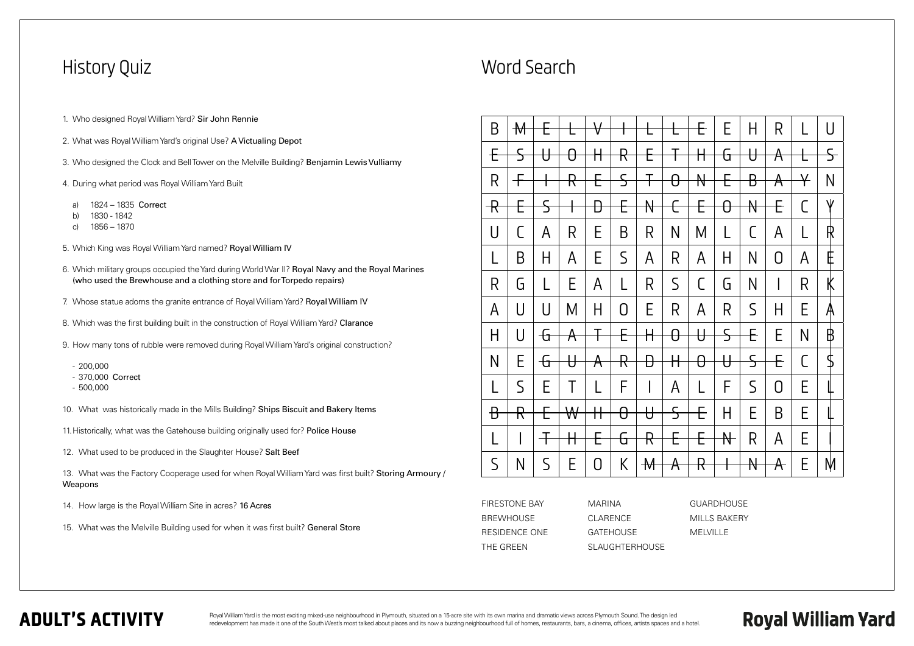# History Quiz

1. Who designed Royal William Yard? **Sir John Rennie**
2. What was Royal William Yard's original Use? **A Victualing Depot**
3. Who designed the Clock and Bell Tower on the Melville Building? **Benjamin Lewis Vulliamy**
4. During what period was Royal William Yard Built

   a) 1824 – 1835 **Correct**
   b) 1830 - 1842
   c) 1856 – 1870

5. Which King was Royal William Yard named? **Royal William IV**
6. Which military groups occupied the Yard during World War II? **Royal Navy and the Royal Marines (who used the Brewhouse and a clothing store and forTorpedo repairs)**
7. Whose statue adorns the granite entrance of Royal William Yard? **Royal William IV**
8. Which was the first building built in the construction of Royal William Yard? **Clarance**
9. How many tons of rubble were removed during Royal William Yard's original construction?

   - 200,000
   - 370,000 **Correct**
   - 500,000

10. What was historically made in the Mills Building? **Ships Biscuit and Bakery Items**
11. Historically, what was the Gatehouse building originally used for? **Police House**
12. What used to be produced in the Slaughter House? **Salt Beef**
13. What was the Factory Cooperage used for when Royal William Yard was first built? **Storing Armoury / Weapons**
14. How large is the Royal William Site in acres? **16 Acres**
15. What was the Melville Building used for when it was first built? **General Store**

# Word Search

| | | | | | | | | | | | | | |
|---|---|---|---|---|---|---|---|---|---|---|---|---|---|
| B | M | E | L | V | I | L | L | E | E | H | R | L | U |
| E | S | U | O | H | R | E | T | H | G | U | A | L | S |
| R | F | I | R | E | S | T | O | N | E | B | A | Y | N |
| R | E | S | I | D | E | N | C | E | O | N | E | C | Y |
| U | C | A | R | E | B | R | N | M | L | C | A | L | R |
| L | B | H | A | E | S | A | R | A | H | N | O | A | E |
| R | G | L | E | A | L | R | S | C | G | N | I | R | K |
| A | U | U | M | H | O | E | R | A | R | S | H | E | A |
| H | U | G | A | T | E | H | O | U | S | E | E | N | B |
| N | E | G | U | A | R | D | H | O | U | S | E | C | S |
| L | S | E | T | L | F | I | A | L | F | S | O | E | L |
| B | R | E | W | H | O | U | S | E | H | E | B | E | L |
| L | I | T | H | E | G | R | E | E | N | R | A | E | I |
| S | N | S | E | O | K | M | A | R | I | N | A | E | M |

FIRESTONE BAY
BREWHOUSE
RESIDENCE ONE
THE GREEN
MARINA
CLARENCE
GATEHOUSE
SLAUGHTERHOUSE
GUARDHOUSE
MILLS BAKERY
MELVILLE

## ADULT'S ACTIVITY

Royal William Yard is the most exciting mixed-use neighbourhood in Plymouth, situated on a 15-acre site with its own marina and dramatic views across Plymouth Sound. The design led redevelopment has made it one of the South West's most talked about places and its now a buzzing neighbourhood full of homes, restaurants, bars, a cinema, offices, artists spaces and a hotel.

**Royal William Yard**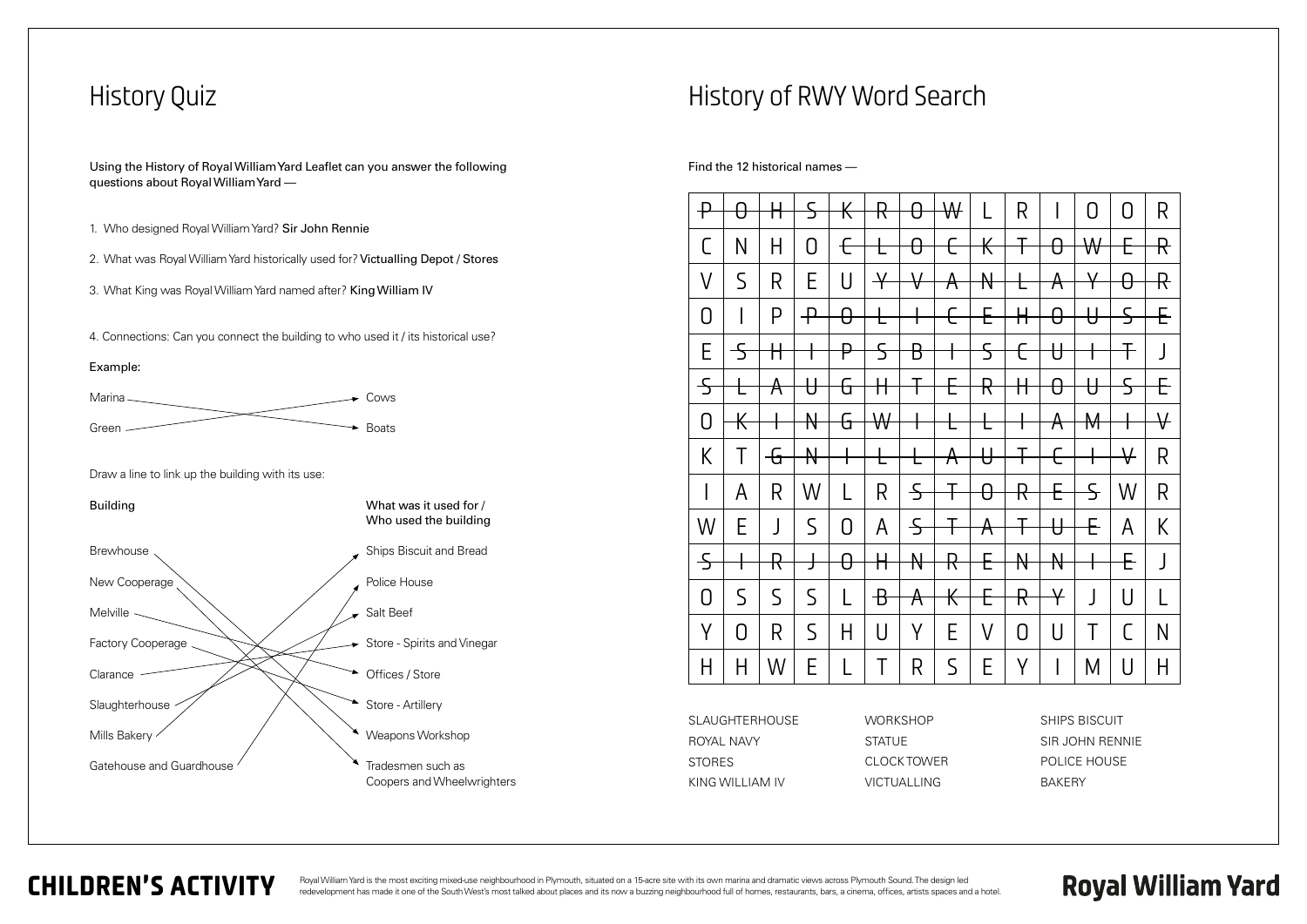# History Quiz

Using the History of Royal William Yard Leaflet can you answer the following questions about Royal William Yard —

1. Who designed Royal William Yard? Sir John Rennie
2. What was Royal William Yard historically used for? Victualling Depot / Stores
3. What King was Royal William Yard named after? King William IV

4. Connections: Can you connect the building to who used it / its historical use?

Example:

Marina — Boats

Green — Cows

Draw a line to link up the building with its use:

| Building | What was it used for / Who used the building |
|---|---|
| Brewhouse | Ships Biscuit and Bread |
| New Cooperage | Police House |
| Melville | Salt Beef |
| Factory Cooperage | Store - Spirits and Vinegar |
| Clarance | Offices / Store |
| Slaughterhouse | Store - Artillery |
| Mills Bakery | Weapons Workshop |
| Gatehouse and Guardhouse | Tradesmen such as Coopers and Wheelwrighters |

# History of RWY Word Search

Find the 12 historical names —

| | | | | | | | | | | | | | |
|---|---|---|---|---|---|---|---|---|---|---|---|---|---|
| P | O | H | S | K | R | O | W | L | R | I | O | O | R |
| C | N | H | O | C | L | O | C | K | T | O | W | E | R |
| V | S | R | E | U | Y | V | A | N | L | A | Y | O | R |
| O | I | P | P | O | L | I | C | E | H | O | U | S | E |
| E | S | H | I | P | S | B | I | S | C | U | I | T | J |
| S | L | A | U | G | H | T | E | R | H | O | U | S | E |
| O | K | I | N | G | W | I | L | L | I | A | M | I | V |
| K | T | G | N | I | L | L | A | U | T | C | I | V | R |
| I | A | R | W | L | R | S | T | O | R | E | S | W | R |
| W | E | J | S | O | A | S | T | A | T | U | E | A | K |
| S | I | R | J | O | H | N | R | E | N | N | I | E | J |
| O | S | S | S | L | B | A | K | E | R | Y | J | U | L |
| Y | O | R | S | H | U | Y | E | V | O | U | T | C | N |
| H | H | W | E | L | T | R | S | E | Y | I | M | U | H |

SLAUGHTERHOUSE
ROYAL NAVY
STORES
KING WILLIAM IV
WORKSHOP
STATUE
CLOCK TOWER
VICTUALLING
SHIPS BISCUIT
SIR JOHN RENNIE
POLICE HOUSE
BAKERY

**CHILDREN'S ACTIVITY**

Royal William Yard is the most exciting mixed-use neighbourhood in Plymouth, situated on a 15-acre site with its own marina and dramatic views across Plymouth Sound. The design led redevelopment has made it one of the South West's most talked about places and its now a buzzing neighbourhood full of homes, restaurants, bars, a cinema, offices, artists spaces and a hotel.

**Royal William Yard**